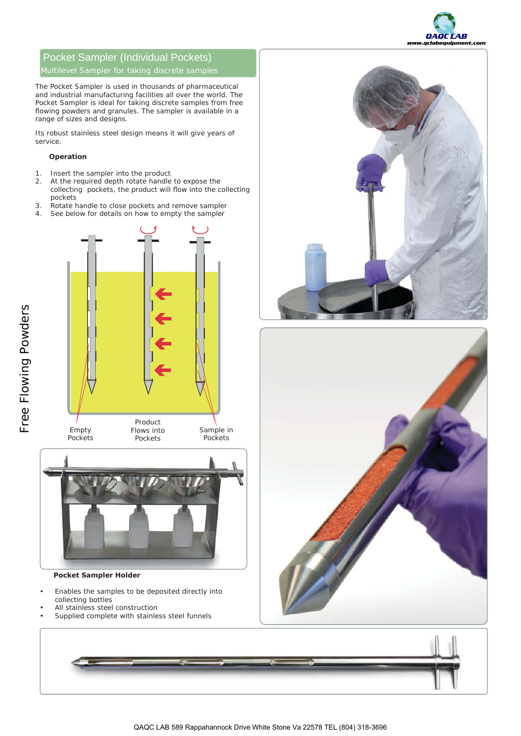# Pocket Sampler (Individual Pockets)

## Multilevel Sampler for taking discrete samples

The Pocket Sampler is used in thousands of pharmaceutical and industrial manufacturing facilities all over the world. The Pocket Sampler is ideal for taking discrete samples from free flowing powders and granules. The sampler is available in a range of sizes and designs.

Its robust stainless steel design means it will give years of service.

**Operation**

1. Insert the sampler into the product
2. At the required depth rotate handle to expose the collecting pockets, the product will flow into the collecting pockets
3. Rotate handle to close pockets and remove sampler
4. See below for details on how to empty the sampler

Empty Pockets

Product Flows into Pockets

Sample in Pockets

**Pocket Sampler Holder**

- Enables the samples to be deposited directly into collecting bottles
- All stainless steel construction
- Supplied complete with stainless steel funnels

Free Flowing Powders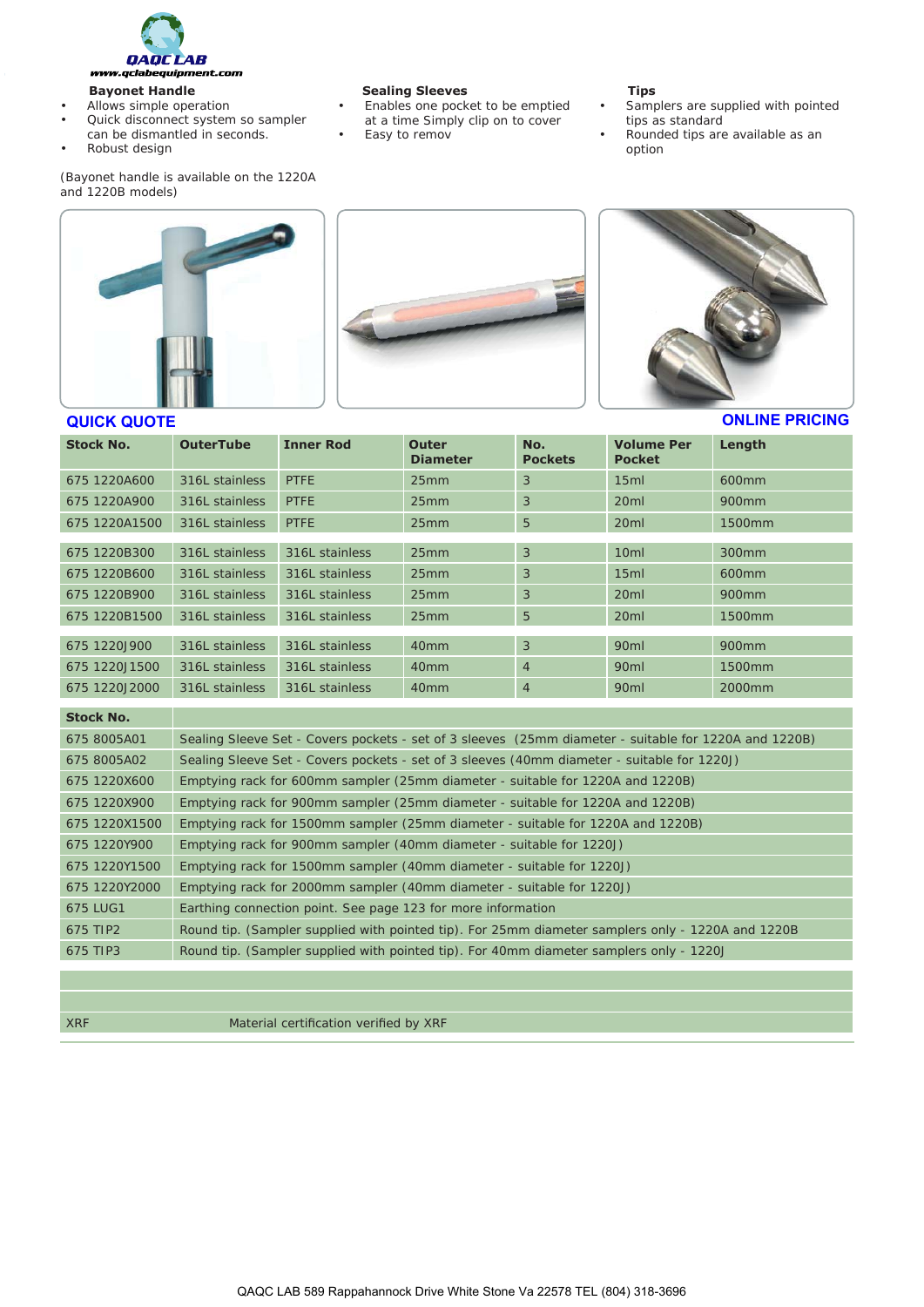QAQC LAB
www.qclabequipment.com

### Bayonet Handle

- Allows simple operation
- Quick disconnect system so sampler can be dismantled in seconds.
- Robust design

(Bayonet handle is available on the 1220A and 1220B models)

### Sealing Sleeves

- Enables one pocket to be emptied at a time Simply clip on to cover
- Easy to remov

### Tips

- Samplers are supplied with pointed tips as standard
- Rounded tips are available as an option

**QUICK QUOTE** **ONLINE PRICING**

| Stock No. | OuterTube | Inner Rod | Outer Diameter | No. Pockets | Volume Per Pocket | Length |
|---|---|---|---|---|---|---|
| 675 1220A600 | 316L stainless | PTFE | 25mm | 3 | 15ml | 600mm |
| 675 1220A900 | 316L stainless | PTFE | 25mm | 3 | 20ml | 900mm |
| 675 1220A1500 | 316L stainless | PTFE | 25mm | 5 | 20ml | 1500mm |
| 675 1220B300 | 316L stainless | 316L stainless | 25mm | 3 | 10ml | 300mm |
| 675 1220B600 | 316L stainless | 316L stainless | 25mm | 3 | 15ml | 600mm |
| 675 1220B900 | 316L stainless | 316L stainless | 25mm | 3 | 20ml | 900mm |
| 675 1220B1500 | 316L stainless | 316L stainless | 25mm | 5 | 20ml | 1500mm |
| 675 1220J900 | 316L stainless | 316L stainless | 40mm | 3 | 90ml | 900mm |
| 675 1220J1500 | 316L stainless | 316L stainless | 40mm | 4 | 90ml | 1500mm |
| 675 1220J2000 | 316L stainless | 316L stainless | 40mm | 4 | 90ml | 2000mm |

| Stock No. | |
|---|---|
| 675 8005A01 | Sealing Sleeve Set - Covers pockets - set of 3 sleeves (25mm diameter - suitable for 1220A and 1220B) |
| 675 8005A02 | Sealing Sleeve Set - Covers pockets - set of 3 sleeves (40mm diameter - suitable for 1220J) |
| 675 1220X600 | Emptying rack for 600mm sampler (25mm diameter - suitable for 1220A and 1220B) |
| 675 1220X900 | Emptying rack for 900mm sampler (25mm diameter - suitable for 1220A and 1220B) |
| 675 1220X1500 | Emptying rack for 1500mm sampler (25mm diameter - suitable for 1220A and 1220B) |
| 675 1220Y900 | Emptying rack for 900mm sampler (40mm diameter - suitable for 1220J) |
| 675 1220Y1500 | Emptying rack for 1500mm sampler (40mm diameter - suitable for 1220J) |
| 675 1220Y2000 | Emptying rack for 2000mm sampler (40mm diameter - suitable for 1220J) |
| 675 LUG1 | Earthing connection point. See page 123 for more information |
| 675 TIP2 | Round tip. (Sampler supplied with pointed tip). For 25mm diameter samplers only - 1220A and 1220B |
| 675 TIP3 | Round tip. (Sampler supplied with pointed tip). For 40mm diameter samplers only - 1220J |

| | |
|---|---|
| XRF | Material certification verified by XRF |

QAQC LAB 589 Rappahannock Drive White Stone Va 22578 TEL (804) 318-3696